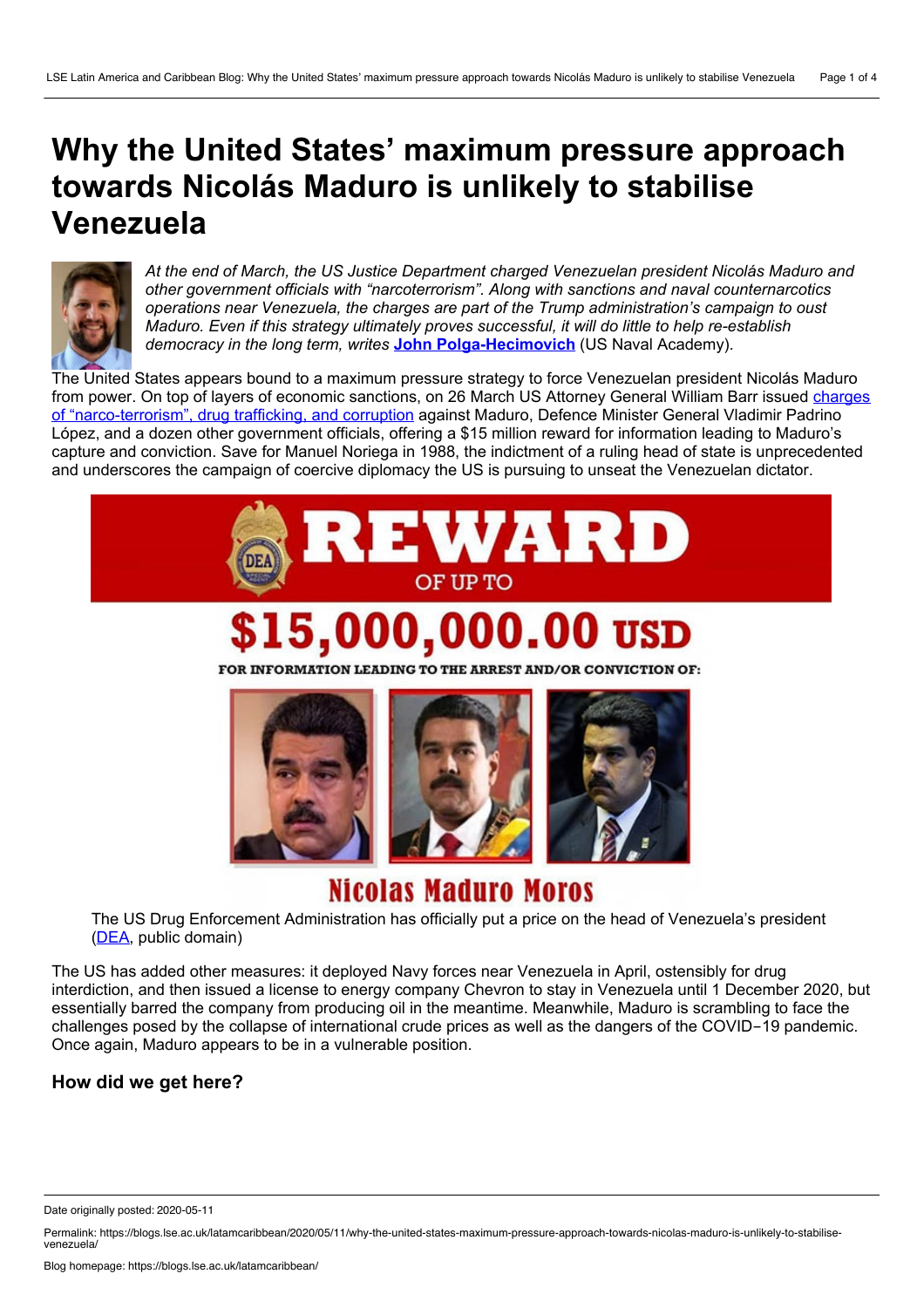# Why the United States' maximum pressure approach towards Nicolás Maduro is unlikely to stabilise Venezuela

*At the end of March, the US Justice Department charged Venezuelan president Nicolás Maduro and other government officials with "narcoterrorism". Along with sanctions and naval counternarcotics operations near Venezuela, the charges are part of the Trump administration's campaign to oust Maduro. Even if this strategy ultimately proves successful, it will do little to help re-establish democracy in the long term, writes* **John Polga-Hecimovich** (US Naval Academy).

The United States appears bound to a maximum pressure strategy to force Venezuelan president Nicolás Maduro from power. On top of layers of economic sanctions, on 26 March US Attorney General William Barr issued charges of "narco-terrorism", drug trafficking, and corruption against Maduro, Defence Minister General Vladimir Padrino López, and a dozen other government officials, offering a $15 million reward for information leading to Maduro's capture and conviction. Save for Manuel Noriega in 1988, the indictment of a ruling head of state is unprecedented and underscores the campaign of coercive diplomacy the US is pursuing to unseat the Venezuelan dictator.

The US Drug Enforcement Administration has officially put a price on the head of Venezuela's president (DEA, public domain)

The US has added other measures: it deployed Navy forces near Venezuela in April, ostensibly for drug interdiction, and then issued a license to energy company Chevron to stay in Venezuela until 1 December 2020, but essentially barred the company from producing oil in the meantime. Meanwhile, Maduro is scrambling to face the challenges posed by the collapse of international crude prices as well as the dangers of the COVID-19 pandemic. Once again, Maduro appears to be in a vulnerable position.

## How did we get here?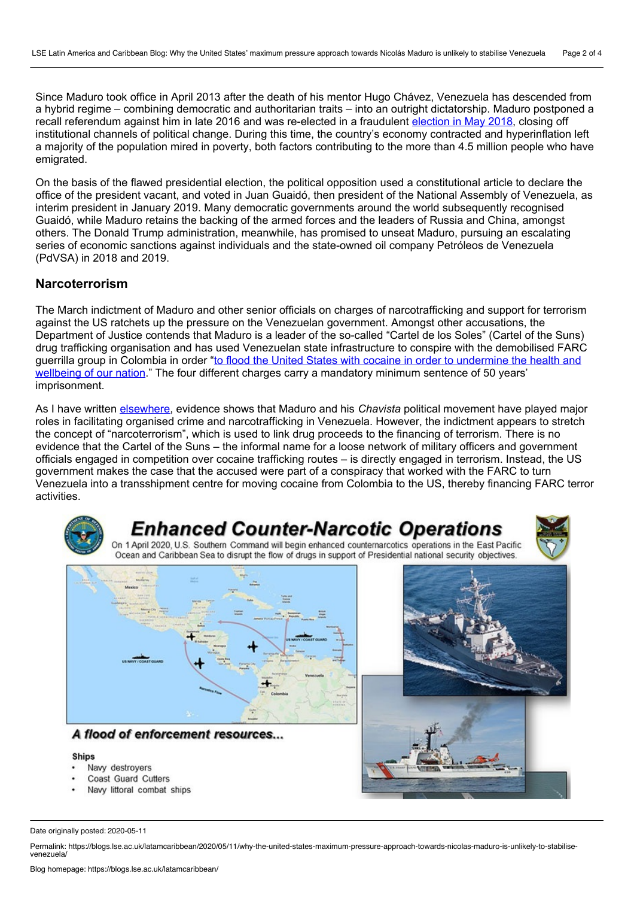Since Maduro took office in April 2013 after the death of his mentor Hugo Chávez, Venezuela has descended from a hybrid regime – combining democratic and authoritarian traits – into an outright dictatorship. Maduro postponed a recall referendum against him in late 2016 and was re-elected in a fraudulent election in May 2018, closing off institutional channels of political change. During this time, the country's economy contracted and hyperinflation left a majority of the population mired in poverty, both factors contributing to the more than 4.5 million people who have emigrated.

On the basis of the flawed presidential election, the political opposition used a constitutional article to declare the office of the president vacant, and voted in Juan Guaidó, then president of the National Assembly of Venezuela, as interim president in January 2019. Many democratic governments around the world subsequently recognised Guaidó, while Maduro retains the backing of the armed forces and the leaders of Russia and China, amongst others. The Donald Trump administration, meanwhile, has promised to unseat Maduro, pursuing an escalating series of economic sanctions against individuals and the state-owned oil company Petróleos de Venezuela (PdVSA) in 2018 and 2019.

## Narcoterrorism

The March indictment of Maduro and other senior officials on charges of narcotrafficking and support for terrorism against the US ratchets up the pressure on the Venezuelan government. Amongst other accusations, the Department of Justice contends that Maduro is a leader of the so-called "Cartel de los Soles" (Cartel of the Suns) drug trafficking organisation and has used Venezuelan state infrastructure to conspire with the demobilised FARC guerrilla group in Colombia in order "to flood the United States with cocaine in order to undermine the health and wellbeing of our nation." The four different charges carry a mandatory minimum sentence of 50 years' imprisonment.

As I have written elsewhere, evidence shows that Maduro and his *Chavista* political movement have played major roles in facilitating organised crime and narcotrafficking in Venezuela. However, the indictment appears to stretch the concept of "narcoterrorism", which is used to link drug proceeds to the financing of terrorism. There is no evidence that the Cartel of the Suns – the informal name for a loose network of military officers and government officials engaged in competition over cocaine trafficking routes – is directly engaged in terrorism. Instead, the US government makes the case that the accused were part of a conspiracy that worked with the FARC to turn Venezuela into a transshipment centre for moving cocaine from Colombia to the US, thereby financing FARC terror activities.

Enhanced Counter-Narcotic Operations

On 1 April 2020, U.S. Southern Command will begin enhanced counternarcotics operations in the East Pacific Ocean and Caribbean Sea to disrupt the flow of drugs in support of Presidential national security objectives.

A flood of enforcement resources...

Ships
- Navy destroyers
- Coast Guard Cutters
- Navy littoral combat ships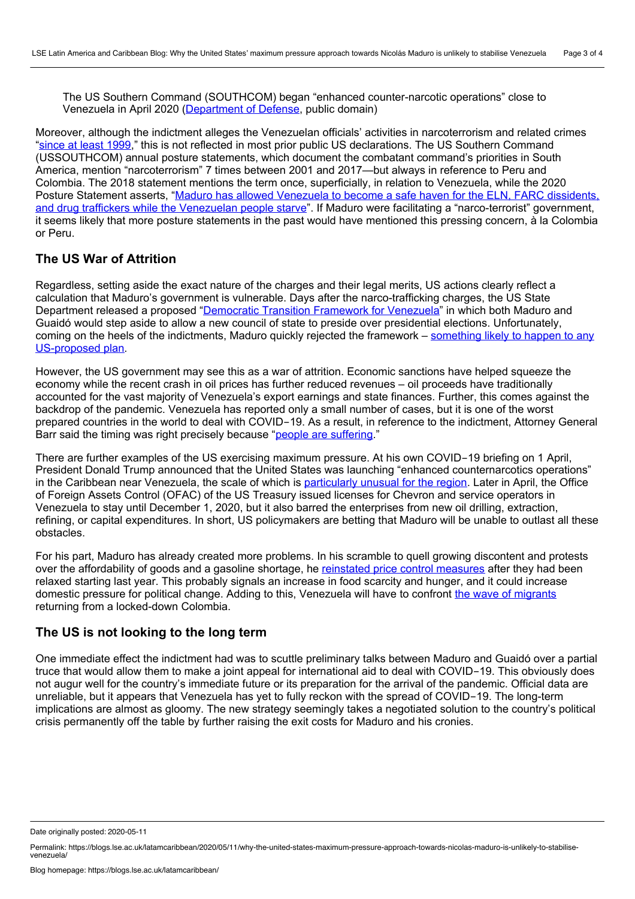The US Southern Command (SOUTHCOM) began "enhanced counter-narcotic operations" close to Venezuela in April 2020 (Department of Defense, public domain)

Moreover, although the indictment alleges the Venezuelan officials' activities in narcoterrorism and related crimes "since at least 1999," this is not reflected in most prior public US declarations. The US Southern Command (USSOUTHCOM) annual posture statements, which document the combatant command's priorities in South America, mention "narcoterrorism" 7 times between 2001 and 2017—but always in reference to Peru and Colombia. The 2018 statement mentions the term once, superficially, in relation to Venezuela, while the 2020 Posture Statement asserts, "Maduro has allowed Venezuela to become a safe haven for the ELN, FARC dissidents, and drug traffickers while the Venezuelan people starve". If Maduro were facilitating a "narco-terrorist" government, it seems likely that more posture statements in the past would have mentioned this pressing concern, à la Colombia or Peru.

## The US War of Attrition

Regardless, setting aside the exact nature of the charges and their legal merits, US actions clearly reflect a calculation that Maduro's government is vulnerable. Days after the narco-trafficking charges, the US State Department released a proposed "Democratic Transition Framework for Venezuela" in which both Maduro and Guaidó would step aside to allow a new council of state to preside over presidential elections. Unfortunately, coming on the heels of the indictments, Maduro quickly rejected the framework – something likely to happen to any US-proposed plan.

However, the US government may see this as a war of attrition. Economic sanctions have helped squeeze the economy while the recent crash in oil prices has further reduced revenues – oil proceeds have traditionally accounted for the vast majority of Venezuela's export earnings and state finances. Further, this comes against the backdrop of the pandemic. Venezuela has reported only a small number of cases, but it is one of the worst prepared countries in the world to deal with COVID-19. As a result, in reference to the indictment, Attorney General Barr said the timing was right precisely because "people are suffering."

There are further examples of the US exercising maximum pressure. At his own COVID-19 briefing on 1 April, President Donald Trump announced that the United States was launching "enhanced counternarcotics operations" in the Caribbean near Venezuela, the scale of which is particularly unusual for the region. Later in April, the Office of Foreign Assets Control (OFAC) of the US Treasury issued licenses for Chevron and service operators in Venezuela to stay until December 1, 2020, but it also barred the enterprises from new oil drilling, extraction, refining, or capital expenditures. In short, US policymakers are betting that Maduro will be unable to outlast all these obstacles.

For his part, Maduro has already created more problems. In his scramble to quell growing discontent and protests over the affordability of goods and a gasoline shortage, he reinstated price control measures after they had been relaxed starting last year. This probably signals an increase in food scarcity and hunger, and it could increase domestic pressure for political change. Adding to this, Venezuela will have to confront the wave of migrants returning from a locked-down Colombia.

## The US is not looking to the long term

One immediate effect the indictment had was to scuttle preliminary talks between Maduro and Guaidó over a partial truce that would allow them to make a joint appeal for international aid to deal with COVID-19. This obviously does not augur well for the country's immediate future or its preparation for the arrival of the pandemic. Official data are unreliable, but it appears that Venezuela has yet to fully reckon with the spread of COVID-19. The long-term implications are almost as gloomy. The new strategy seemingly takes a negotiated solution to the country's political crisis permanently off the table by further raising the exit costs for Maduro and his cronies.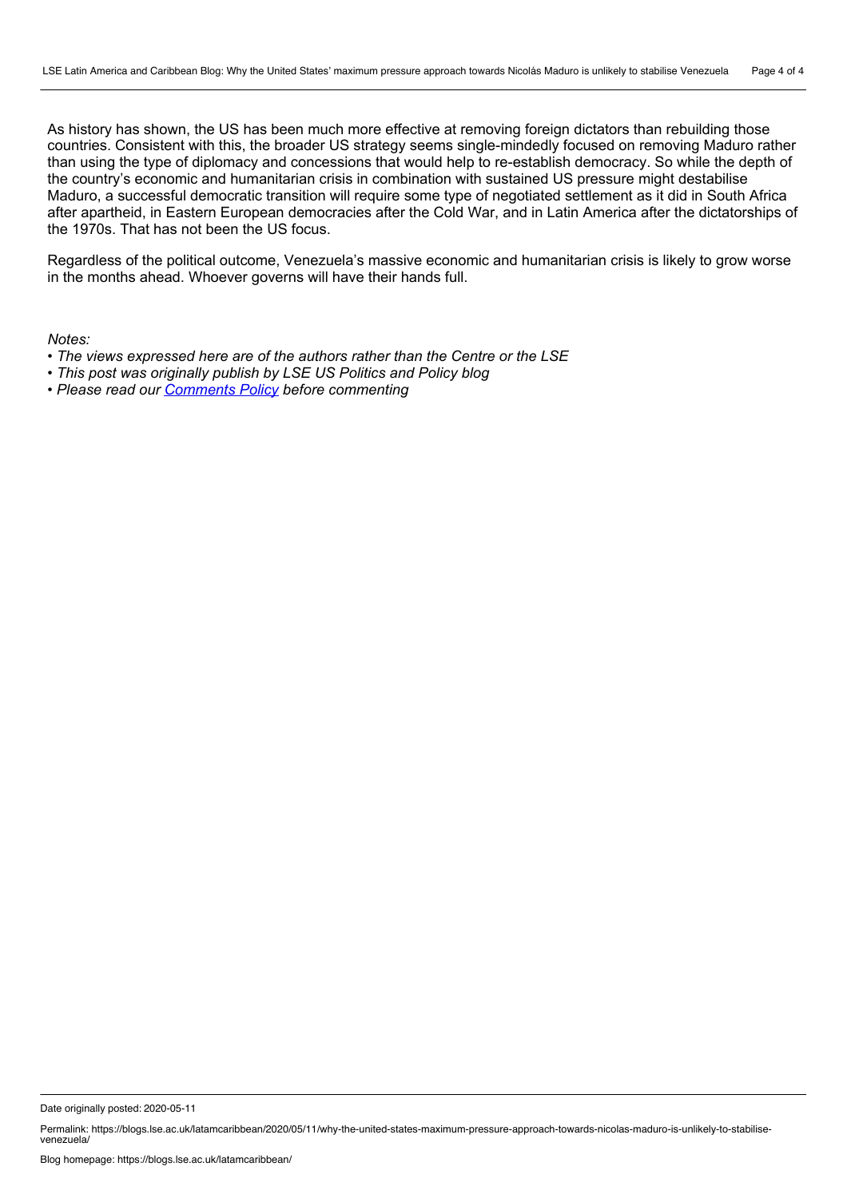As history has shown, the US has been much more effective at removing foreign dictators than rebuilding those countries. Consistent with this, the broader US strategy seems single-mindedly focused on removing Maduro rather than using the type of diplomacy and concessions that would help to re-establish democracy. So while the depth of the country's economic and humanitarian crisis in combination with sustained US pressure might destabilise Maduro, a successful democratic transition will require some type of negotiated settlement as it did in South Africa after apartheid, in Eastern European democracies after the Cold War, and in Latin America after the dictatorships of the 1970s. That has not been the US focus.

Regardless of the political outcome, Venezuela's massive economic and humanitarian crisis is likely to grow worse in the months ahead. Whoever governs will have their hands full.

*Notes:*

- *The views expressed here are of the authors rather than the Centre or the LSE*
- *This post was originally publish by LSE US Politics and Policy blog*
- *Please read our [Comments Policy](#) before commenting*

Date originally posted: 2020-05-11

Permalink: https://blogs.lse.ac.uk/latamcaribbean/2020/05/11/why-the-united-states-maximum-pressure-approach-towards-nicolas-maduro-is-unlikely-to-stabilise-venezuela/

Blog homepage: https://blogs.lse.ac.uk/latamcaribbean/